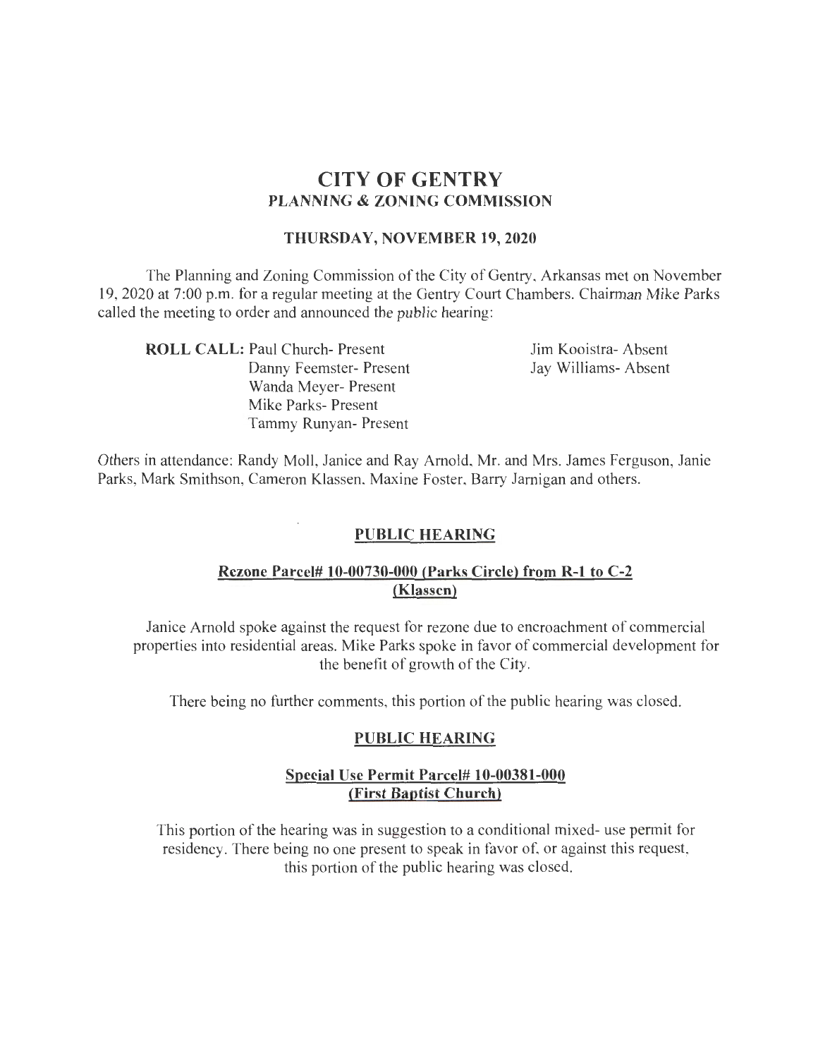# CITY OF GENTRY

## PLANNING & ZONING COMMISSION

### THURSDAY, NOVEMBER 19, 2020

The Planning and Zoning Commission of the City of Gentry, Arkansas met on November 19, 2020 at 7:00 p.m. for a regular meeting at the Gentry Court Chambers. Chairman Mike Parks called the meeting to order and announced the public hearing:

**ROLL CALL:** Paul Church- Present
Danny Feemster- Present
Wanda Meyer- Present
Mike Parks- Present
Tammy Runyan- Present
Jim Kooistra- Absent
Jay Williams- Absent

Others in attendance: Randy Moll, Janice and Ray Arnold, Mr. and Mrs. James Ferguson, Janie Parks, Mark Smithson, Cameron Klassen, Maxine Foster, Barry Jarnigan and others.

## PUBLIC HEARING

### Rezone Parcel# 10-00730-000 (Parks Circle) from R-1 to C-2 (Klassen)

Janice Arnold spoke against the request for rezone due to encroachment of commercial properties into residential areas. Mike Parks spoke in favor of commercial development for the benefit of growth of the City.

There being no further comments, this portion of the public hearing was closed.

## PUBLIC HEARING

### Special Use Permit Parcel# 10-00381-000 (First Baptist Church)

This portion of the hearing was in suggestion to a conditional mixed- use permit for residency. There being no one present to speak in favor of, or against this request, this portion of the public hearing was closed.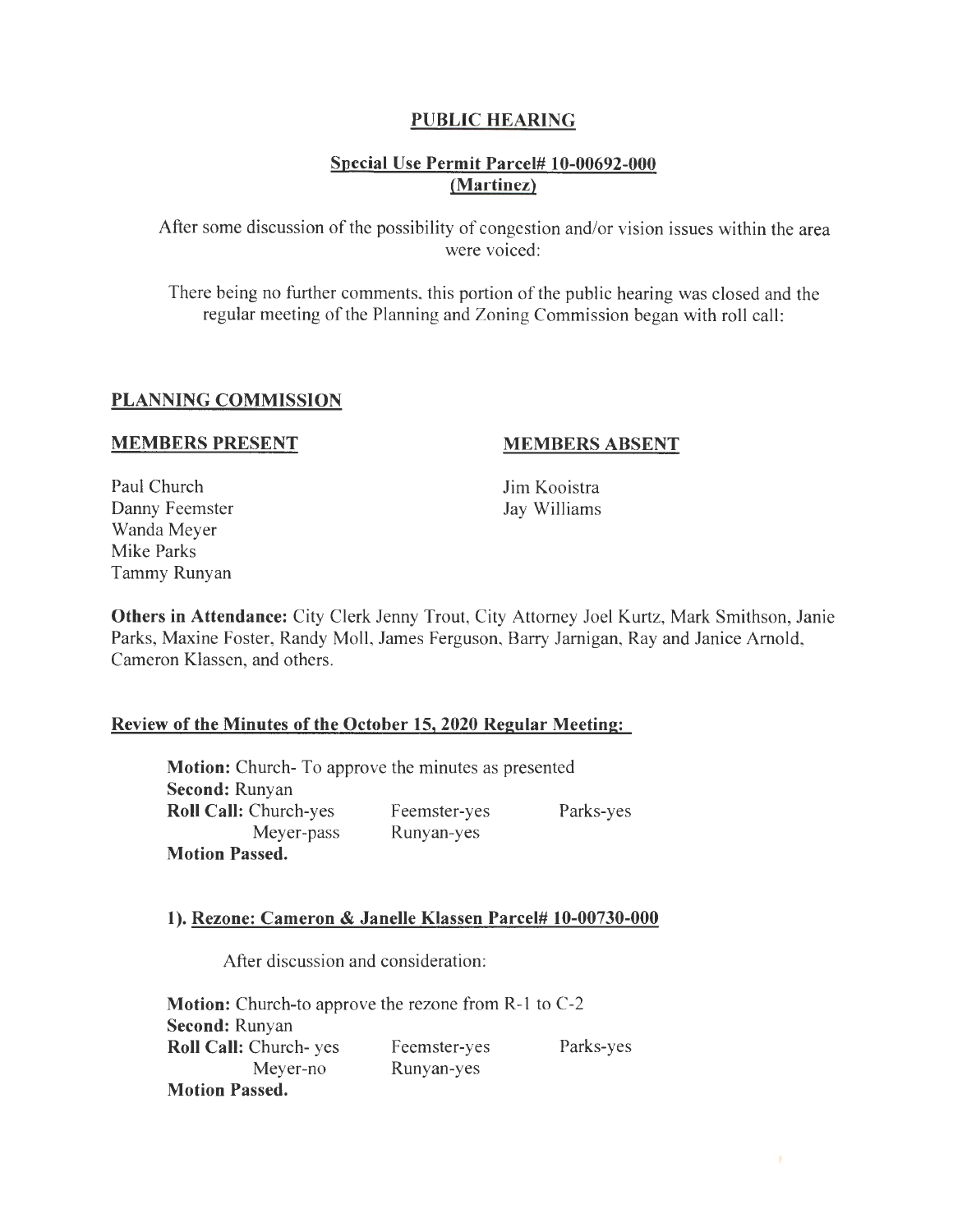## PUBLIC HEARING

### Special Use Permit Parcel# 10-00692-000 (Martinez)

After some discussion of the possibility of congestion and/or vision issues within the area were voiced:

There being no further comments, this portion of the public hearing was closed and the regular meeting of the Planning and Zoning Commission began with roll call:

## PLANNING COMMISSION

| MEMBERS PRESENT | MEMBERS ABSENT |
|---|---|
| Paul Church | Jim Kooistra |
| Danny Feemster | Jay Williams |
| Wanda Meyer | |
| Mike Parks | |
| Tammy Runyan | |

**Others in Attendance:** City Clerk Jenny Trout, City Attorney Joel Kurtz, Mark Smithson, Janie Parks, Maxine Foster, Randy Moll, James Ferguson, Barry Jarnigan, Ray and Janice Arnold, Cameron Klassen, and others.

### Review of the Minutes of the October 15, 2020 Regular Meeting:

**Motion:** Church- To approve the minutes as presented
**Second:** Runyan
**Roll Call:** Church-yes Feemster-yes Parks-yes
Meyer-pass Runyan-yes
**Motion Passed.**

### 1). Rezone: Cameron & Janelle Klassen Parcel# 10-00730-000

After discussion and consideration:

**Motion:** Church-to approve the rezone from R-1 to C-2
**Second:** Runyan
**Roll Call:** Church- yes Feemster-yes Parks-yes
Meyer-no Runyan-yes
**Motion Passed.**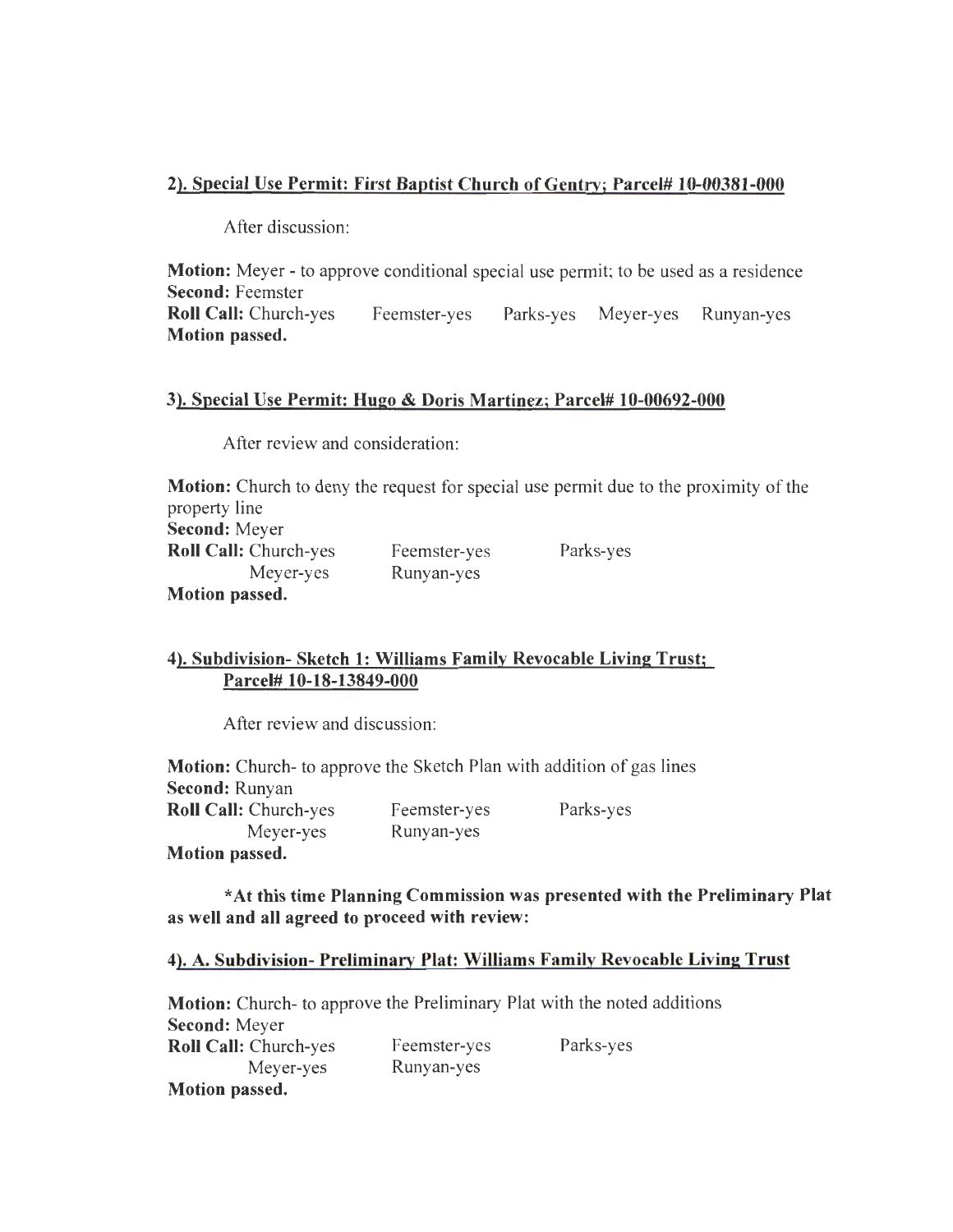**2). Special Use Permit: First Baptist Church of Gentry; Parcel# 10-00381-000**

After discussion:

**Motion:** Meyer - to approve conditional special use permit; to be used as a residence
**Second:** Feemster
**Roll Call:** Church-yes Feemster-yes Parks-yes Meyer-yes Runyan-yes
**Motion passed.**

**3). Special Use Permit: Hugo & Doris Martinez; Parcel# 10-00692-000**

After review and consideration:

**Motion:** Church to deny the request for special use permit due to the proximity of the property line
**Second:** Meyer
**Roll Call:** Church-yes Feemster-yes Parks-yes
Meyer-yes Runyan-yes
**Motion passed.**

**4). Subdivision- Sketch 1: Williams Family Revocable Living Trust; Parcel# 10-18-13849-000**

After review and discussion:

**Motion:** Church- to approve the Sketch Plan with addition of gas lines
**Second:** Runyan
**Roll Call:** Church-yes Feemster-yes Parks-yes
Meyer-yes Runyan-yes
**Motion passed.**

**\*At this time Planning Commission was presented with the Preliminary Plat as well and all agreed to proceed with review:**

**4). A. Subdivision- Preliminary Plat: Williams Family Revocable Living Trust**

**Motion:** Church- to approve the Preliminary Plat with the noted additions
**Second:** Meyer
**Roll Call:** Church-yes Feemster-yes Parks-yes
Meyer-yes Runyan-yes
**Motion passed.**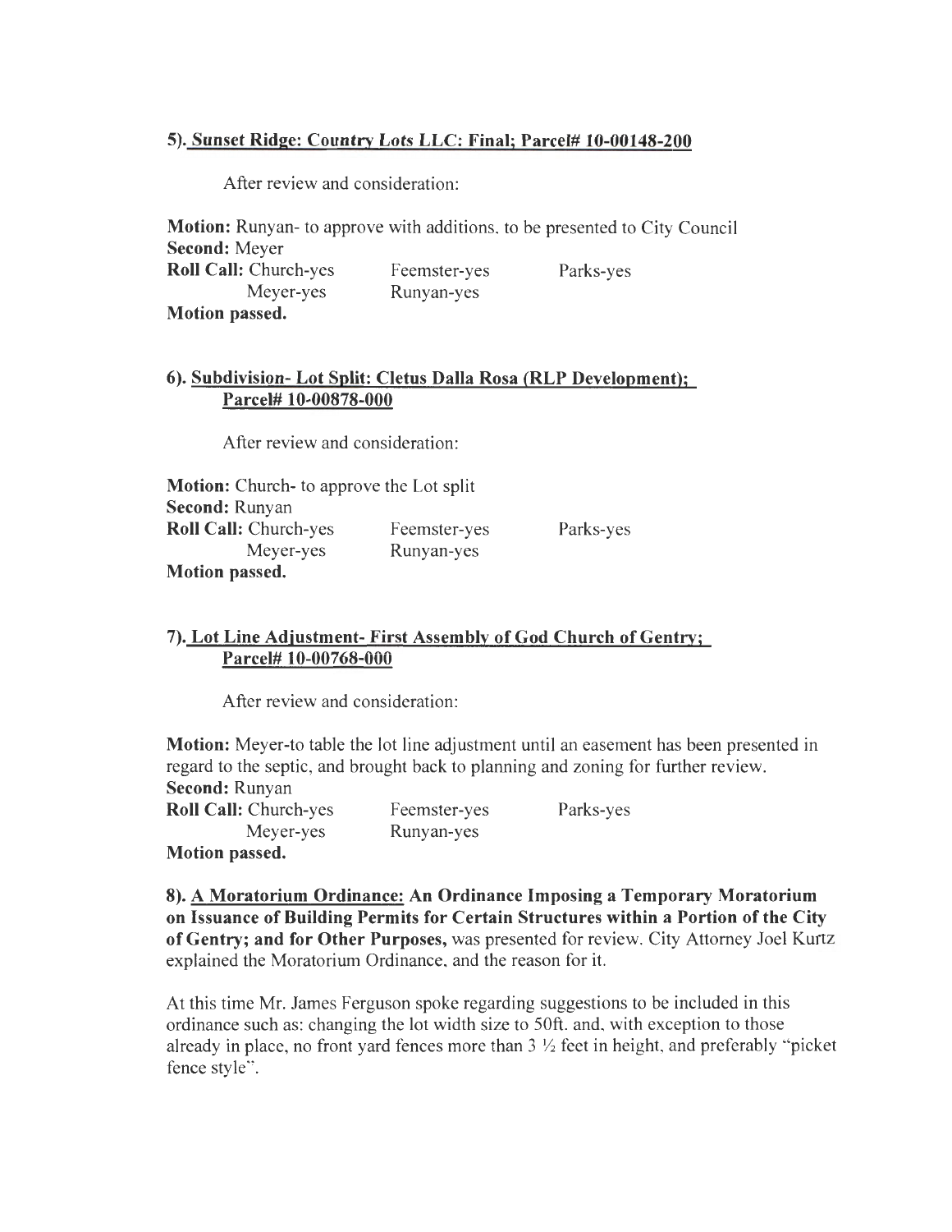**5). <u>Sunset Ridge: Country Lots LLC: Final; Parcel# 10-00148-200</u>**

After review and consideration:

**Motion:** Runyan- to approve with additions, to be presented to City Council
**Second:** Meyer
**Roll Call:** Church-yes Feemster-yes Parks-yes
Meyer-yes Runyan-yes
**Motion passed.**

**6). <u>Subdivision- Lot Split: Cletus Dalla Rosa (RLP Development); Parcel# 10-00878-000</u>**

After review and consideration:

**Motion:** Church- to approve the Lot split
**Second:** Runyan
**Roll Call:** Church-yes Feemster-yes Parks-yes
Meyer-yes Runyan-yes
**Motion passed.**

**7). <u>Lot Line Adjustment- First Assembly of God Church of Gentry; Parcel# 10-00768-000</u>**

After review and consideration:

**Motion:** Meyer-to table the lot line adjustment until an easement has been presented in regard to the septic, and brought back to planning and zoning for further review.
**Second:** Runyan
**Roll Call:** Church-yes Feemster-yes Parks-yes
Meyer-yes Runyan-yes
**Motion passed.**

**8). <u>A Moratorium Ordinance:</u> An Ordinance Imposing a Temporary Moratorium on Issuance of Building Permits for Certain Structures within a Portion of the City of Gentry; and for Other Purposes,** was presented for review. City Attorney Joel Kurtz explained the Moratorium Ordinance, and the reason for it.

At this time Mr. James Ferguson spoke regarding suggestions to be included in this ordinance such as: changing the lot width size to 50ft. and, with exception to those already in place, no front yard fences more than 3 ½ feet in height, and preferably "picket fence style".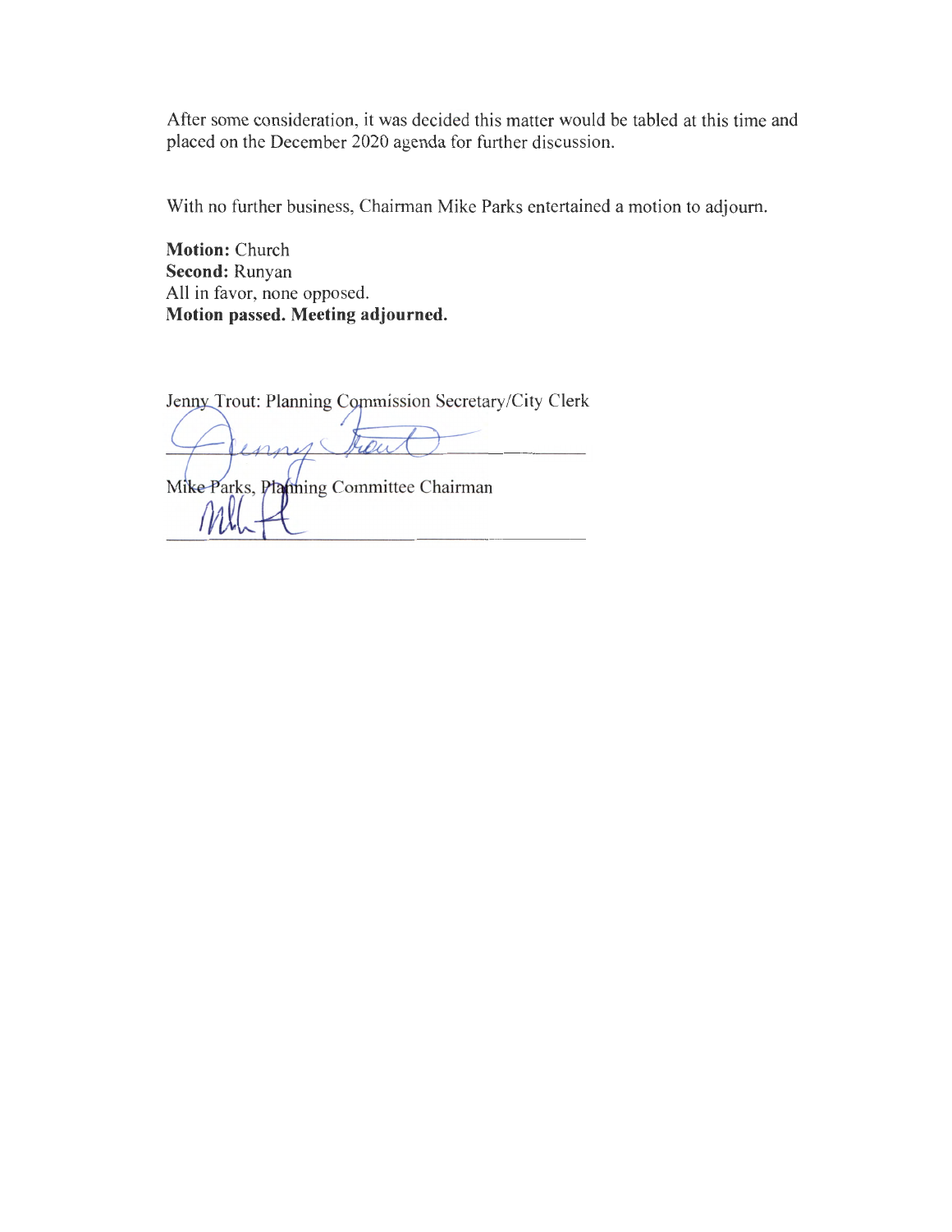After some consideration, it was decided this matter would be tabled at this time and placed on the December 2020 agenda for further discussion.

With no further business, Chairman Mike Parks entertained a motion to adjourn.

**Motion:** Church
**Second:** Runyan
All in favor, none opposed.
**Motion passed. Meeting adjourned.**

Jenny Trout: Planning Commission Secretary/City Clerk

Mike Parks, Planning Committee Chairman